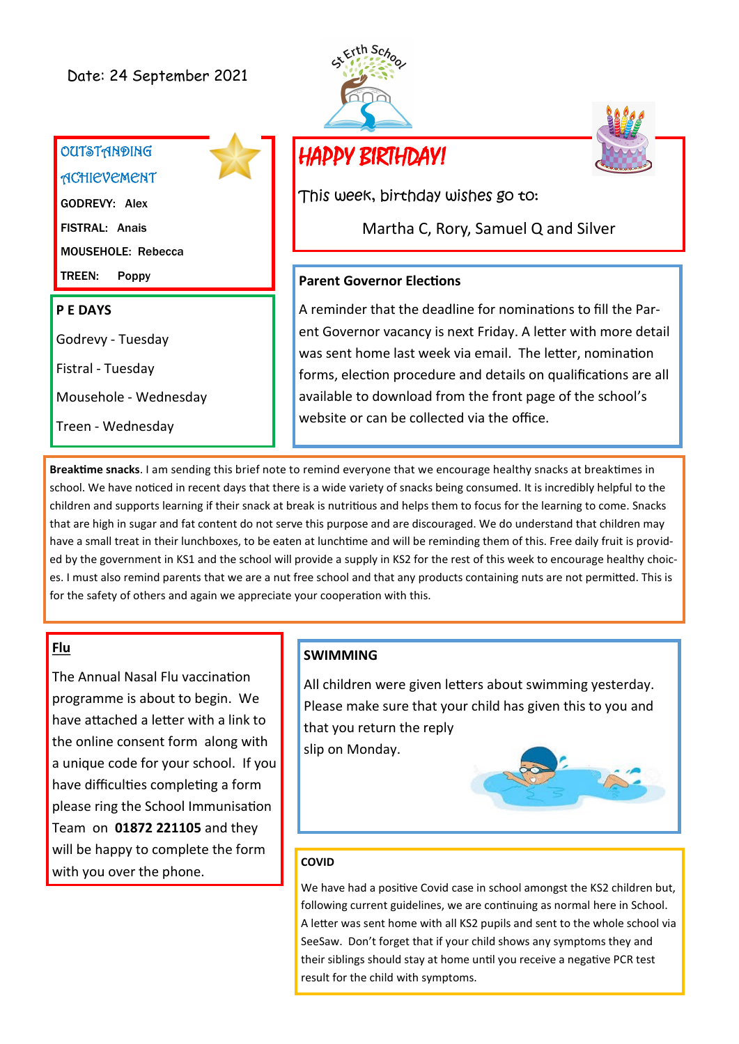Date: 24 September 2021

St Erth School

## OUTSTANDING ACHIEVEMENT

**GODREVY:** Alex

**FISTRAL:** Anais

**MOUSEHOLE:** Rebecca

**TREEN:** Poppy

## P E DAYS

Godrevy - Tuesday

Fistral - Tuesday

Mousehole - Wednesday

Treen - Wednesday

## HAPPY BIRTHDAY!

This week, birthday wishes go to:

Martha C, Rory, Samuel Q and Silver

## Parent Governor Elections

A reminder that the deadline for nominations to fill the Parent Governor vacancy is next Friday. A letter with more detail was sent home last week via email. The letter, nomination forms, election procedure and details on qualifications are all available to download from the front page of the school's website or can be collected via the office.

**Breaktime snacks**. I am sending this brief note to remind everyone that we encourage healthy snacks at breaktimes in school. We have noticed in recent days that there is a wide variety of snacks being consumed. It is incredibly helpful to the children and supports learning if their snack at break is nutritious and helps them to focus for the learning to come. Snacks that are high in sugar and fat content do not serve this purpose and are discouraged. We do understand that children may have a small treat in their lunchboxes, to be eaten at lunchtime and will be reminding them of this. Free daily fruit is provided by the government in KS1 and the school will provide a supply in KS2 for the rest of this week to encourage healthy choices. I must also remind parents that we are a nut free school and that any products containing nuts are not permitted. This is for the safety of others and again we appreciate your cooperation with this.

## Flu

The Annual Nasal Flu vaccination programme is about to begin. We have attached a letter with a link to the online consent form along with a unique code for your school. If you have difficulties completing a form please ring the School Immunisation Team on **01872 221105** and they will be happy to complete the form with you over the phone.

## SWIMMING

All children were given letters about swimming yesterday. Please make sure that your child has given this to you and that you return the reply slip on Monday.

## COVID

We have had a positive Covid case in school amongst the KS2 children but, following current guidelines, we are continuing as normal here in School. A letter was sent home with all KS2 pupils and sent to the whole school via SeeSaw. Don't forget that if your child shows any symptoms they and their siblings should stay at home until you receive a negative PCR test result for the child with symptoms.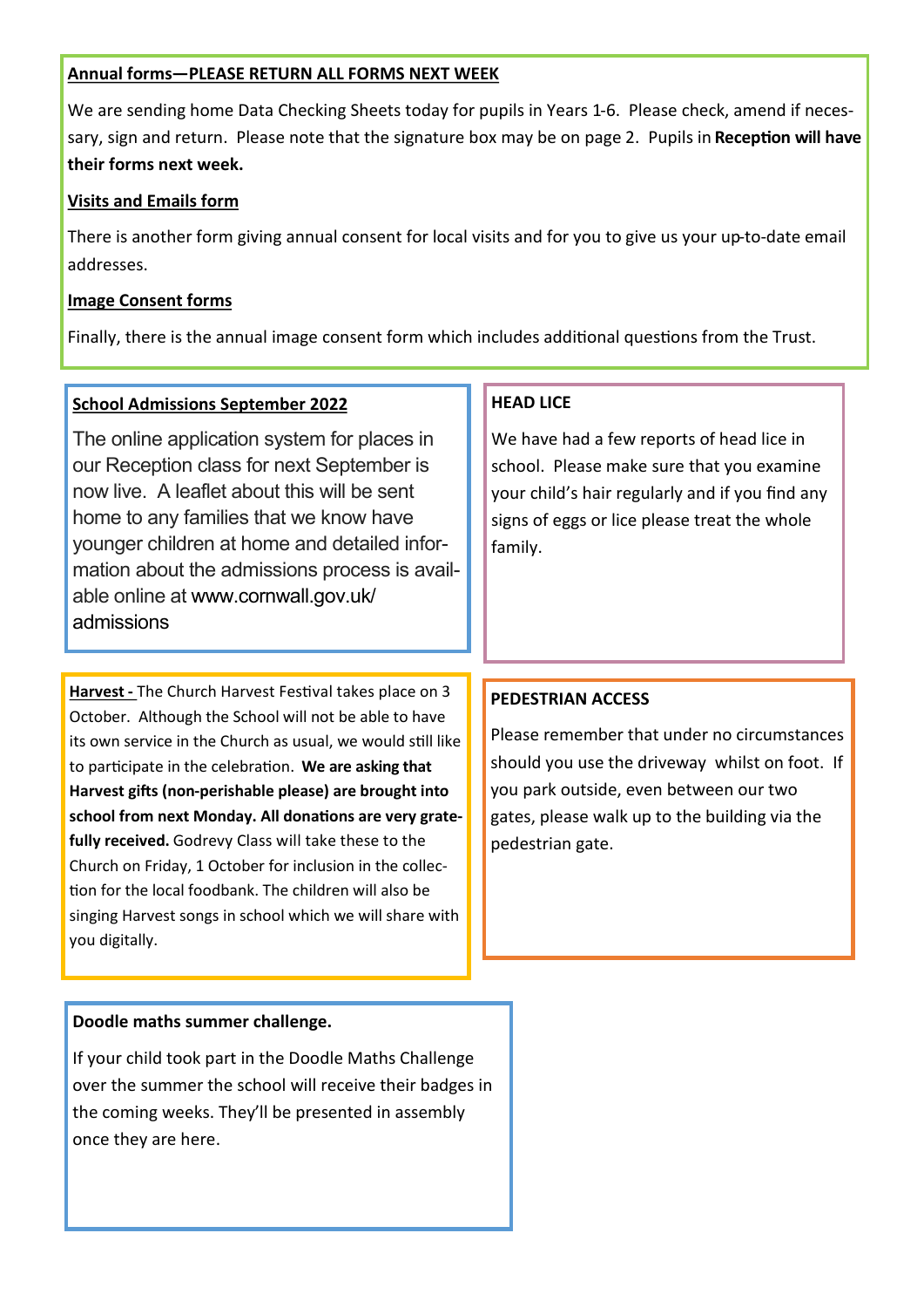## Annual forms—PLEASE RETURN ALL FORMS NEXT WEEK

We are sending home Data Checking Sheets today for pupils in Years 1-6. Please check, amend if necessary, sign and return. Please note that the signature box may be on page 2. Pupils in **Reception will have their forms next week.**

### Visits and Emails form

There is another form giving annual consent for local visits and for you to give us your up-to-date email addresses.

### Image Consent forms

Finally, there is the annual image consent form which includes additional questions from the Trust.

## School Admissions September 2022

The online application system for places in our Reception class for next September is now live. A leaflet about this will be sent home to any families that we know have younger children at home and detailed information about the admissions process is available online at www.cornwall.gov.uk/admissions

## HEAD LICE

We have had a few reports of head lice in school. Please make sure that you examine your child's hair regularly and if you find any signs of eggs or lice please treat the whole family.

## Harvest

**Harvest -** The Church Harvest Festival takes place on 3 October. Although the School will not be able to have its own service in the Church as usual, we would still like to participate in the celebration. **We are asking that Harvest gifts (non-perishable please) are brought into school from next Monday. All donations are very gratefully received.** Godrevy Class will take these to the Church on Friday, 1 October for inclusion in the collection for the local foodbank. The children will also be singing Harvest songs in school which we will share with you digitally.

## PEDESTRIAN ACCESS

Please remember that under no circumstances should you use the driveway whilst on foot. If you park outside, even between our two gates, please walk up to the building via the pedestrian gate.

## Doodle maths summer challenge.

If your child took part in the Doodle Maths Challenge over the summer the school will receive their badges in the coming weeks. They'll be presented in assembly once they are here.